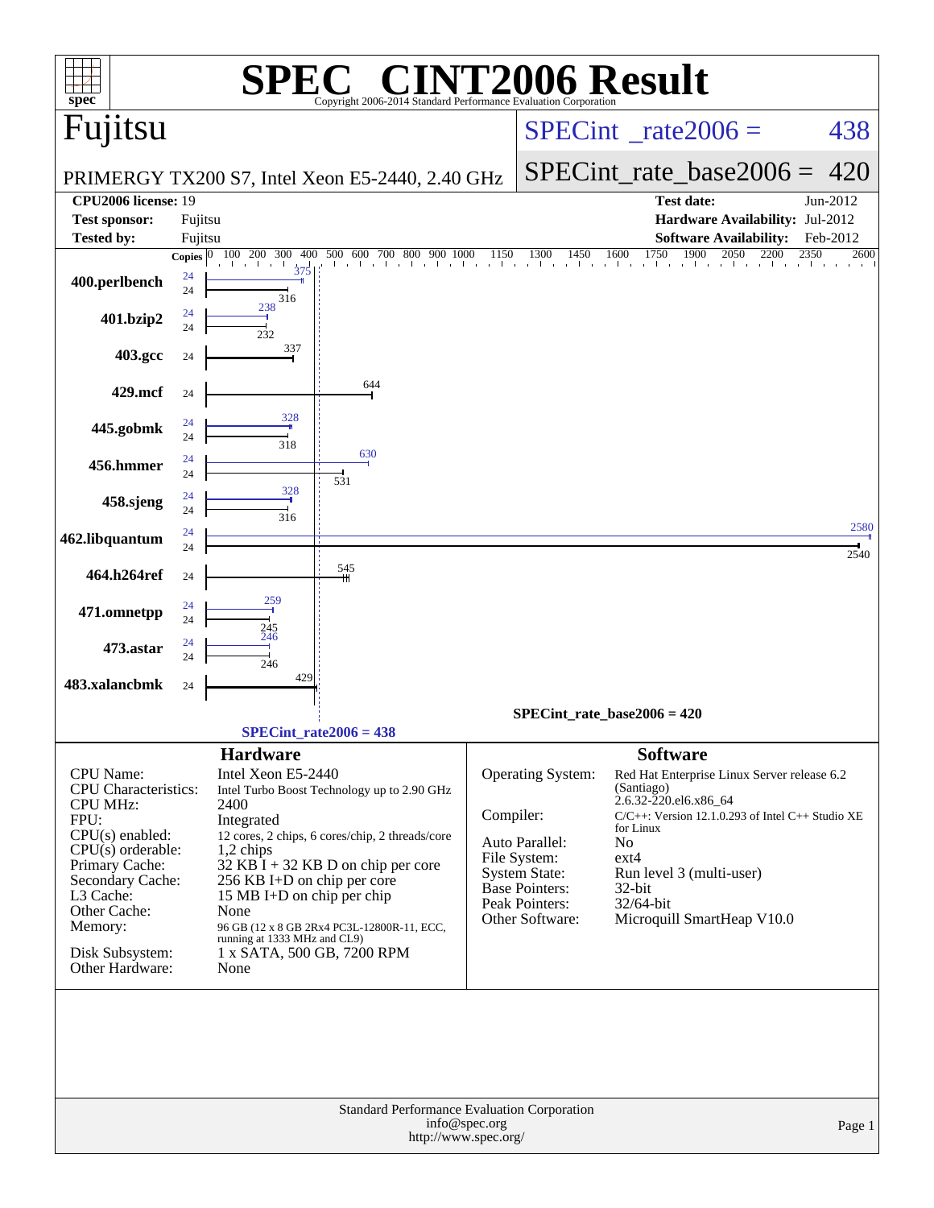# SPEC® CINT2006 Result

Copyright 2006-2014 Standard Performance Evaluation Corporation

## Fujitsu

PRIMERGY TX200 S7, Intel Xeon E5-2440, 2.40 GHz

SPECint_rate2006 = 438

SPECint_rate_base2006 = 420

| | | | |
|---|---|---|---|
| **CPU2006 license:** 19 | | **Test date:** | Jun-2012 |
| **Test sponsor:** | Fujitsu | **Hardware Availability:** | Jul-2012 |
| **Tested by:** | Fujitsu | **Software Availability:** | Feb-2012 |

| Benchmark | Copies (peak) | Peak | Copies (base) | Base |
|---|---|---|---|---|
| 400.perlbench | 24 | 375 | 24 | 316 |
| 401.bzip2 | 24 | 238 | 24 | 232 |
| 403.gcc | | | 24 | 337 |
| 429.mcf | | | 24 | 644 |
| 445.gobmk | 24 | 328 | 24 | 318 |
| 456.hmmer | 24 | 630 | 24 | 531 |
| 458.sjeng | 24 | 328 | 24 | 316 |
| 462.libquantum | 24 | 2580 | 24 | 2540 |
| 464.h264ref | | | 24 | 545 |
| 471.omnetpp | 24 | 259 | 24 | 245 |
| 473.astar | 24 | 246 | 24 | 246 |
| 483.xalancbmk | | | 24 | 429 |

SPECint_rate_base2006 = 420

SPECint_rate2006 = 438

## Hardware

| | |
|---|---|
| CPU Name: | Intel Xeon E5-2440 |
| CPU Characteristics: | Intel Turbo Boost Technology up to 2.90 GHz |
| CPU MHz: | 2400 |
| FPU: | Integrated |
| CPU(s) enabled: | 12 cores, 2 chips, 6 cores/chip, 2 threads/core |
| CPU(s) orderable: | 1,2 chips |
| Primary Cache: | 32 KB I + 32 KB D on chip per core |
| Secondary Cache: | 256 KB I+D on chip per core |
| L3 Cache: | 15 MB I+D on chip per chip |
| Other Cache: | None |
| Memory: | 96 GB (12 x 8 GB 2Rx4 PC3L-12800R-11, ECC, running at 1333 MHz and CL9) |
| Disk Subsystem: | 1 x SATA, 500 GB, 7200 RPM |
| Other Hardware: | None |

## Software

| | |
|---|---|
| Operating System: | Red Hat Enterprise Linux Server release 6.2 (Santiago) 2.6.32-220.el6.x86_64 |
| Compiler: | C/C++: Version 12.1.0.293 of Intel C++ Studio XE for Linux |
| Auto Parallel: | No |
| File System: | ext4 |
| System State: | Run level 3 (multi-user) |
| Base Pointers: | 32-bit |
| Peak Pointers: | 32/64-bit |
| Other Software: | Microquill SmartHeap V10.0 |

Standard Performance Evaluation Corporation
info@spec.org
http://www.spec.org/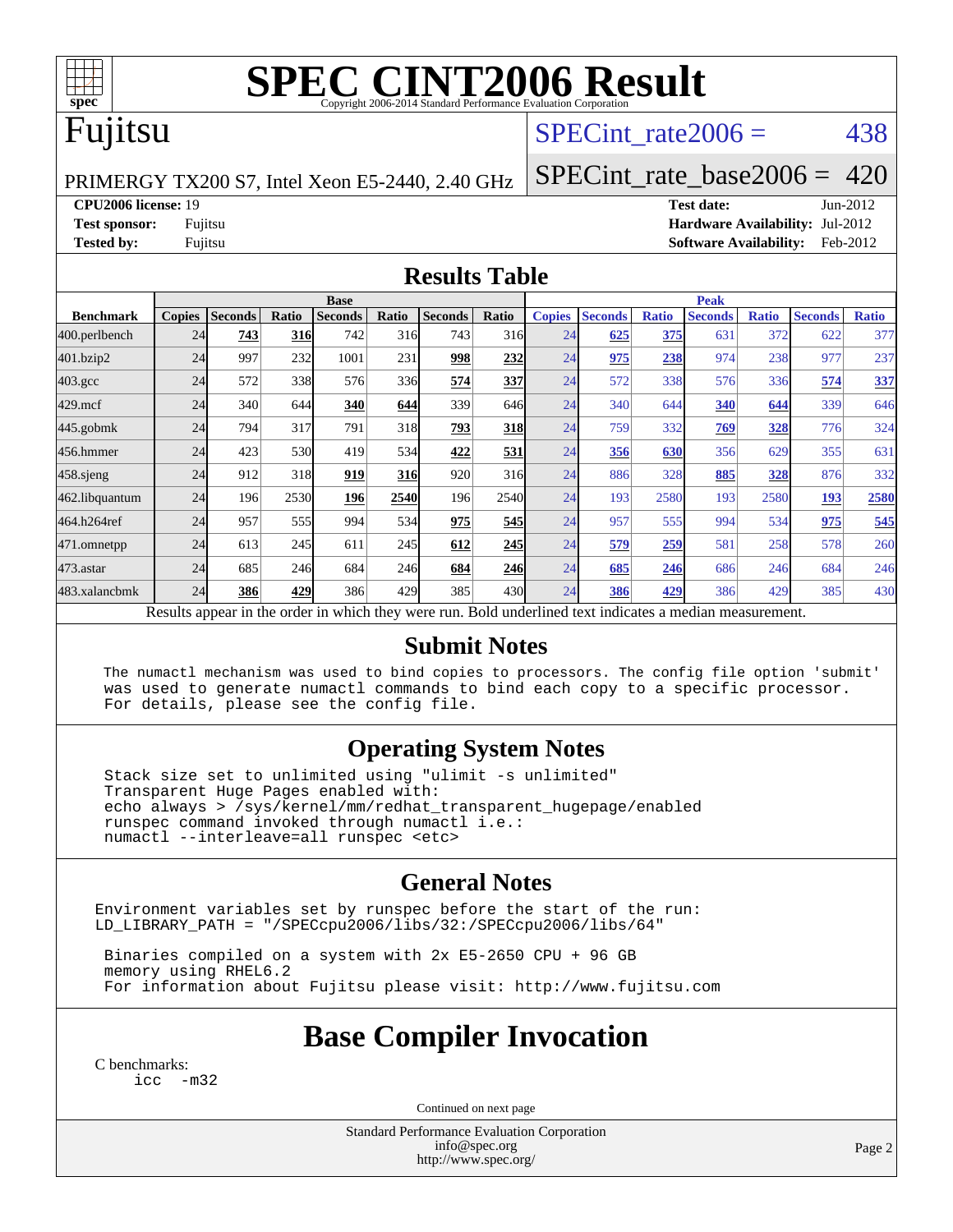# SPEC CINT2006 Result

Copyright 2006-2014 Standard Performance Evaluation Corporation

## Fujitsu

PRIMERGY TX200 S7, Intel Xeon E5-2440, 2.40 GHz

SPECint_rate2006 = 438

SPECint_rate_base2006 = 420

**CPU2006 license:** 19
**Test sponsor:** Fujitsu
**Tested by:** Fujitsu

**Test date:** Jun-2012
**Hardware Availability:** Jul-2012
**Software Availability:** Feb-2012

## Results Table

| Benchmark | Base | | | | | | | Peak | | | | | | |
|---|---|---|---|---|---|---|---|---|---|---|---|---|---|---|
| | Copies | Seconds | Ratio | Seconds | Ratio | Seconds | Ratio | Copies | Seconds | Ratio | Seconds | Ratio | Seconds | Ratio |
| 400.perlbench | 24 | **743** | **316** | 742 | 316 | 743 | 316 | 24 | **625** | **375** | 631 | 372 | 622 | 377 |
| 401.bzip2 | 24 | 997 | 232 | 1001 | 231 | **998** | **232** | 24 | **975** | **238** | 974 | 238 | 977 | 237 |
| 403.gcc | 24 | 572 | 338 | 576 | 336 | **574** | **337** | 24 | 572 | 338 | 576 | 336 | **574** | **337** |
| 429.mcf | 24 | 340 | 644 | **340** | **644** | 339 | 646 | 24 | 340 | 644 | **340** | **644** | 339 | 646 |
| 445.gobmk | 24 | 794 | 317 | 791 | 318 | **793** | **318** | 24 | 759 | 332 | **769** | **328** | 776 | 324 |
| 456.hmmer | 24 | 423 | 530 | 419 | 534 | **422** | **531** | 24 | **356** | **630** | 356 | 629 | 355 | 631 |
| 458.sjeng | 24 | 912 | 318 | **919** | **316** | 920 | 316 | 24 | 886 | 328 | **885** | **328** | 876 | 332 |
| 462.libquantum | 24 | 196 | 2530 | **196** | **2540** | 196 | 2540 | 24 | 193 | 2580 | 193 | 2580 | **193** | **2580** |
| 464.h264ref | 24 | 957 | 555 | 994 | 534 | **975** | **545** | 24 | 957 | 555 | 994 | 534 | **975** | **545** |
| 471.omnetpp | 24 | 613 | 245 | 611 | 245 | **612** | **245** | 24 | **579** | **259** | 581 | 258 | 578 | 260 |
| 473.astar | 24 | 685 | 246 | 684 | 246 | **684** | **246** | 24 | **685** | **246** | 686 | 246 | 684 | 246 |
| 483.xalancbmk | 24 | **386** | **429** | 386 | 429 | 385 | 430 | 24 | **386** | **429** | 386 | 429 | 385 | 430 |

Results appear in the order in which they were run. Bold underlined text indicates a median measurement.

## Submit Notes

```
The numactl mechanism was used to bind copies to processors. The config file option 'submit'
was used to generate numactl commands to bind each copy to a specific processor.
For details, please see the config file.
```

## Operating System Notes

```
Stack size set to unlimited using "ulimit -s unlimited"
Transparent Huge Pages enabled with:
echo always > /sys/kernel/mm/redhat_transparent_hugepage/enabled
runspec command invoked through numactl i.e.:
numactl --interleave=all runspec <etc>
```

## General Notes

```
Environment variables set by runspec before the start of the run:
LD_LIBRARY_PATH = "/SPECcpu2006/libs/32:/SPECcpu2006/libs/64"

 Binaries compiled on a system with 2x E5-2650 CPU + 96 GB
 memory using RHEL6.2
 For information about Fujitsu please visit: http://www.fujitsu.com
```

# Base Compiler Invocation

C benchmarks:

```
icc  -m32
```

Continued on next page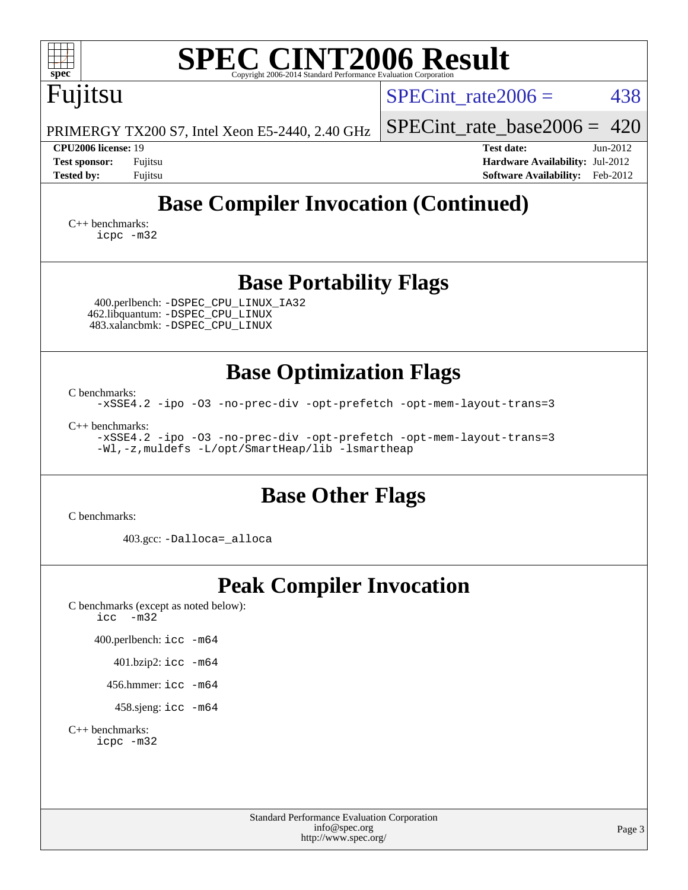# SPEC CINT2006 Result

Fujitsu

PRIMERGY TX200 S7, Intel Xeon E5-2440, 2.40 GHz

SPECint_rate2006 = 438

SPECint_rate_base2006 = 420

**CPU2006 license:** 19
**Test sponsor:** Fujitsu
**Tested by:** Fujitsu

**Test date:** Jun-2012
**Hardware Availability:** Jul-2012
**Software Availability:** Feb-2012

## Base Compiler Invocation (Continued)

C++ benchmarks:
`icpc -m32`

## Base Portability Flags

400.perlbench: `-DSPEC_CPU_LINUX_IA32`
462.libquantum: `-DSPEC_CPU_LINUX`
483.xalancbmk: `-DSPEC_CPU_LINUX`

## Base Optimization Flags

C benchmarks:
`-xSSE4.2 -ipo -O3 -no-prec-div -opt-prefetch -opt-mem-layout-trans=3`

C++ benchmarks:
`-xSSE4.2 -ipo -O3 -no-prec-div -opt-prefetch -opt-mem-layout-trans=3`
`-Wl,-z,muldefs -L/opt/SmartHeap/lib -lsmartheap`

## Base Other Flags

C benchmarks:

403.gcc: `-Dalloca=_alloca`

## Peak Compiler Invocation

C benchmarks (except as noted below):
`icc -m32`

400.perlbench: `icc -m64`

401.bzip2: `icc -m64`

456.hmmer: `icc -m64`

458.sjeng: `icc -m64`

C++ benchmarks:
`icpc -m32`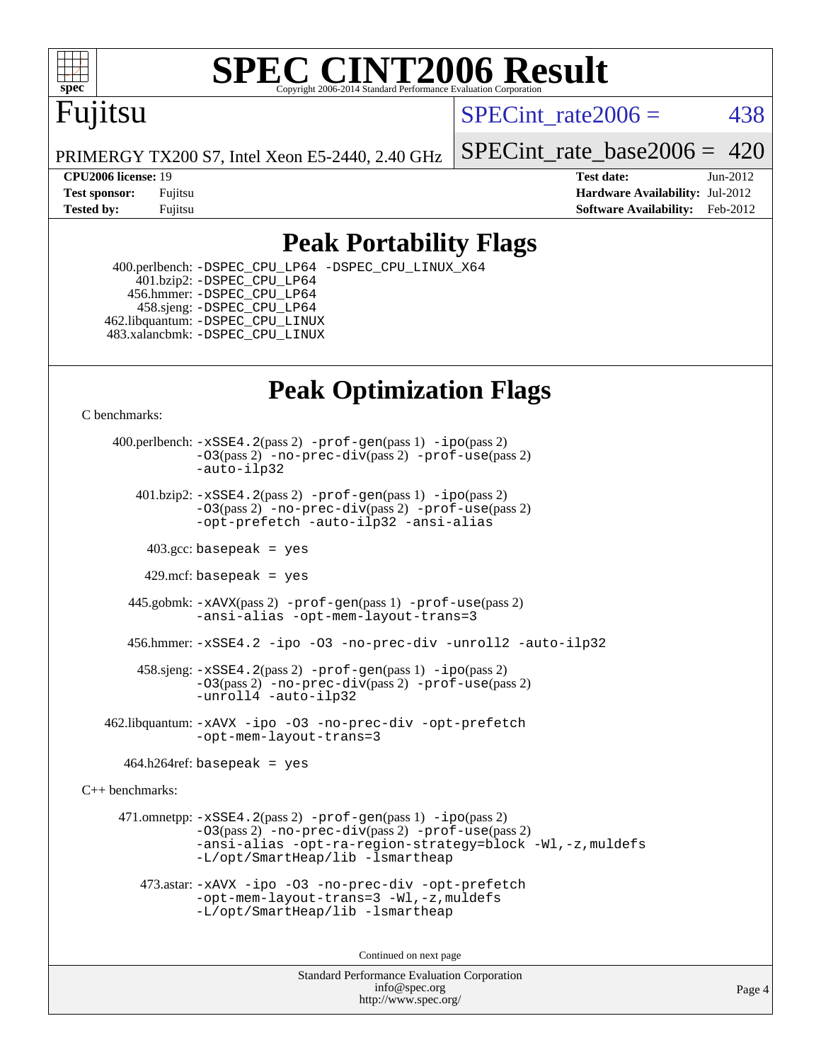# SPEC CINT2006 Result

Copyright 2006-2014 Standard Performance Evaluation Corporation

Fujitsu

PRIMERGY TX200 S7, Intel Xeon E5-2440, 2.40 GHz

SPECint_rate2006 = 438

SPECint_rate_base2006 = 420

**CPU2006 license:** 19
**Test sponsor:** Fujitsu
**Tested by:** Fujitsu

**Test date:** Jun-2012
**Hardware Availability:** Jul-2012
**Software Availability:** Feb-2012

## Peak Portability Flags

400.perlbench: `-DSPEC_CPU_LP64 -DSPEC_CPU_LINUX_X64`
401.bzip2: `-DSPEC_CPU_LP64`
456.hmmer: `-DSPEC_CPU_LP64`
458.sjeng: `-DSPEC_CPU_LP64`
462.libquantum: `-DSPEC_CPU_LINUX`
483.xalancbmk: `-DSPEC_CPU_LINUX`

## Peak Optimization Flags

C benchmarks:

400.perlbench: `-xSSE4.2`(pass 2) `-prof-gen`(pass 1) `-ipo`(pass 2) `-O3`(pass 2) `-no-prec-div`(pass 2) `-prof-use`(pass 2) `-auto-ilp32`

401.bzip2: `-xSSE4.2`(pass 2) `-prof-gen`(pass 1) `-ipo`(pass 2) `-O3`(pass 2) `-no-prec-div`(pass 2) `-prof-use`(pass 2) `-opt-prefetch -auto-ilp32 -ansi-alias`

403.gcc: `basepeak = yes`

429.mcf: `basepeak = yes`

445.gobmk: `-xAVX`(pass 2) `-prof-gen`(pass 1) `-prof-use`(pass 2) `-ansi-alias -opt-mem-layout-trans=3`

456.hmmer: `-xSSE4.2 -ipo -O3 -no-prec-div -unroll2 -auto-ilp32`

458.sjeng: `-xSSE4.2`(pass 2) `-prof-gen`(pass 1) `-ipo`(pass 2) `-O3`(pass 2) `-no-prec-div`(pass 2) `-prof-use`(pass 2) `-unroll4 -auto-ilp32`

462.libquantum: `-xAVX -ipo -O3 -no-prec-div -opt-prefetch -opt-mem-layout-trans=3`

464.h264ref: `basepeak = yes`

C++ benchmarks:

471.omnetpp: `-xSSE4.2`(pass 2) `-prof-gen`(pass 1) `-ipo`(pass 2) `-O3`(pass 2) `-no-prec-div`(pass 2) `-prof-use`(pass 2) `-ansi-alias -opt-ra-region-strategy=block -Wl,-z,muldefs -L/opt/SmartHeap/lib -lsmartheap`

473.astar: `-xAVX -ipo -O3 -no-prec-div -opt-prefetch -opt-mem-layout-trans=3 -Wl,-z,muldefs -L/opt/SmartHeap/lib -lsmartheap`

Continued on next page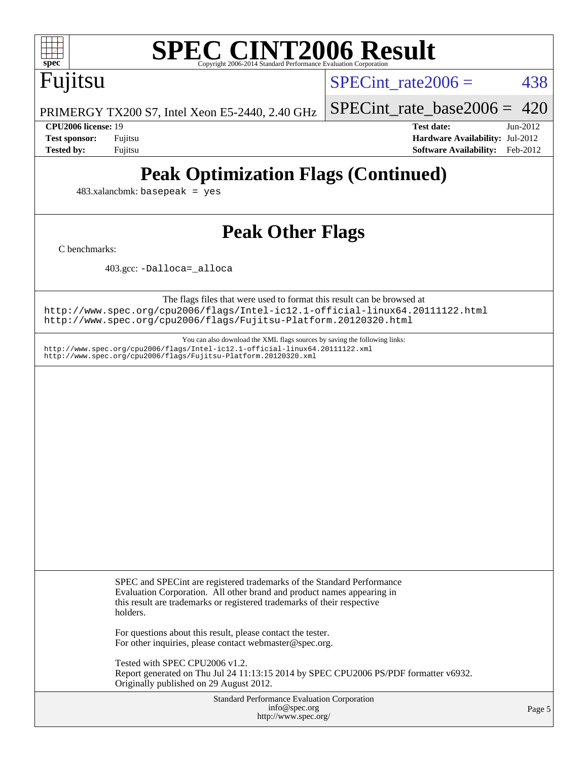## Peak Optimization Flags (Continued)

483.xalancbmk: basepeak = yes

## Peak Other Flags

C benchmarks:

403.gcc: -Dalloca=_alloca

The flags files that were used to format this result can be browsed at
http://www.spec.org/cpu2006/flags/Intel-ic12.1-official-linux64.20111122.html
http://www.spec.org/cpu2006/flags/Fujitsu-Platform.20120320.html

You can also download the XML flags sources by saving the following links:
http://www.spec.org/cpu2006/flags/Intel-ic12.1-official-linux64.20111122.xml
http://www.spec.org/cpu2006/flags/Fujitsu-Platform.20120320.xml

SPEC and SPECint are registered trademarks of the Standard Performance Evaluation Corporation. All other brand and product names appearing in this result are trademarks or registered trademarks of their respective holders.

For questions about this result, please contact the tester.
For other inquiries, please contact webmaster@spec.org.

Tested with SPEC CPU2006 v1.2.
Report generated on Thu Jul 24 11:13:15 2014 by SPEC CPU2006 PS/PDF formatter v6932.
Originally published on 29 August 2012.